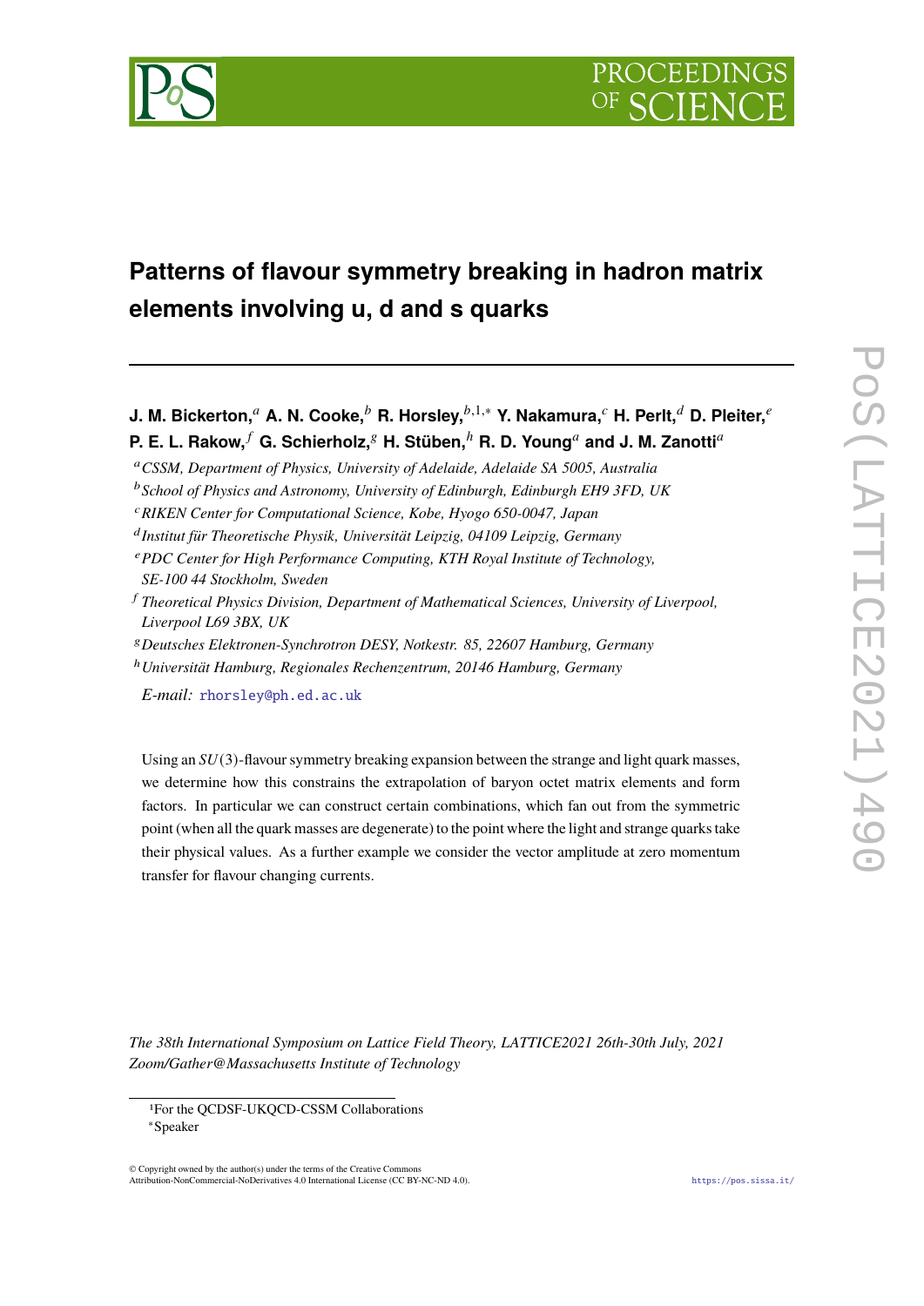# Patterns of flavour symmetry breaking in hadron matrix elements involving u, d and s quarks

**J. M. Bickerton,**[a] **A. N. Cooke,**[b] **R. Horsley,**[b,1,*] **Y. Nakamura,**[c] **H. Perlt,**[d] **D. Pleiter,**[e] **P. E. L. Rakow,**[f] **G. Schierholz,**[g] **H. Stüben,**[h] **R. D. Young**[a] **and J. M. Zanotti**[a]

[a] *CSSM, Department of Physics, University of Adelaide, Adelaide SA 5005, Australia*

[b] *School of Physics and Astronomy, University of Edinburgh, Edinburgh EH9 3FD, UK*

[c] *RIKEN Center for Computational Science, Kobe, Hyogo 650-0047, Japan*

[d] *Institut für Theoretische Physik, Universität Leipzig, 04109 Leipzig, Germany*

[e] *PDC Center for High Performance Computing, KTH Royal Institute of Technology, SE-100 44 Stockholm, Sweden*

[f] *Theoretical Physics Division, Department of Mathematical Sciences, University of Liverpool, Liverpool L69 3BX, UK*

[g] *Deutsches Elektronen-Synchrotron DESY, Notkestr. 85, 22607 Hamburg, Germany*

[h] *Universität Hamburg, Regionales Rechenzentrum, 20146 Hamburg, Germany*

*E-mail:* rhorsley@ph.ed.ac.uk

Using an $SU(3)$-flavour symmetry breaking expansion between the strange and light quark masses, we determine how this constrains the extrapolation of baryon octet matrix elements and form factors. In particular we can construct certain combinations, which fan out from the symmetric point (when all the quark masses are degenerate) to the point where the light and strange quarks take their physical values. As a further example we consider the vector amplitude at zero momentum transfer for flavour changing currents.

*The 38th International Symposium on Lattice Field Theory, LATTICE2021 26th-30th July, 2021 Zoom/Gather@Massachusetts Institute of Technology*

[1] For the QCDSF-UKQCD-CSSM Collaborations

[*] Speaker

© Copyright owned by the author(s) under the terms of the Creative Commons Attribution-NonCommercial-NoDerivatives 4.0 International License (CC BY-NC-ND 4.0).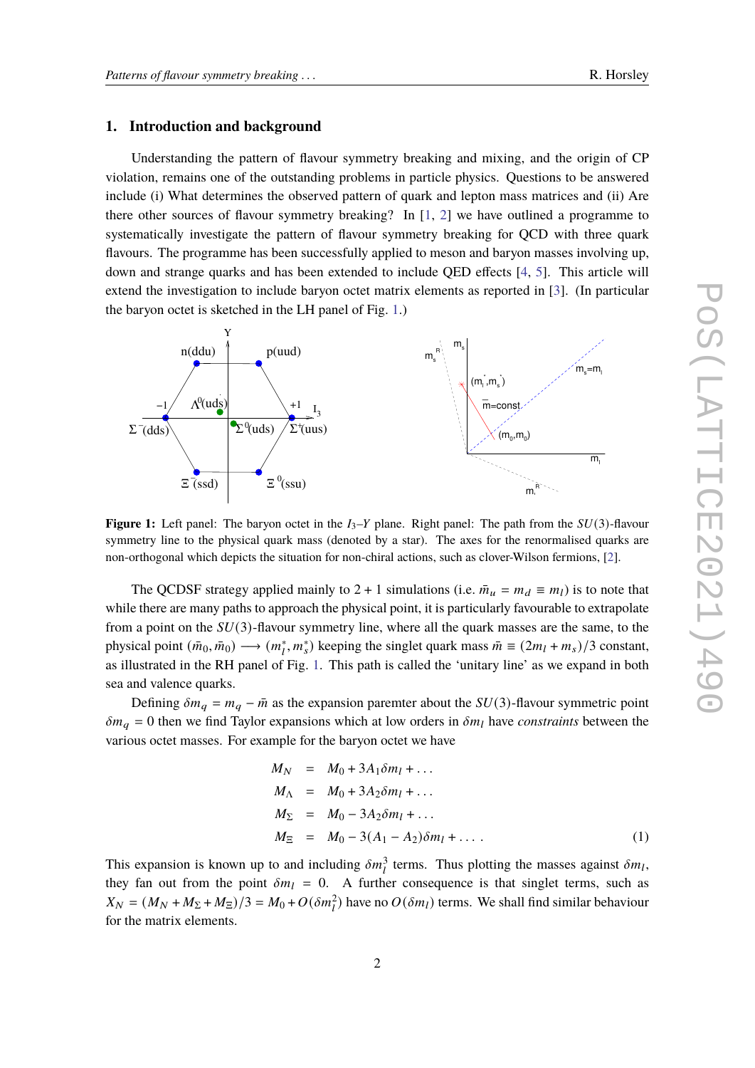## 1. Introduction and background

Understanding the pattern of flavour symmetry breaking and mixing, and the origin of CP violation, remains one of the outstanding problems in particle physics. Questions to be answered include (i) What determines the observed pattern of quark and lepton mass matrices and (ii) Are there other sources of flavour symmetry breaking? In [1, 2] we have outlined a programme to systematically investigate the pattern of flavour symmetry breaking for QCD with three quark flavours. The programme has been successfully applied to meson and baryon masses involving up, down and strange quarks and has been extended to include QED effects [4, 5]. This article will extend the investigation to include baryon octet matrix elements as reported in [3]. (In particular the baryon octet is sketched in the LH panel of Fig. 1.)

**Figure 1:** Left panel: The baryon octet in the $I_3$–$Y$ plane. Right panel: The path from the $SU(3)$-flavour symmetry line to the physical quark mass (denoted by a star). The axes for the renormalised quarks are non-orthogonal which depicts the situation for non-chiral actions, such as clover-Wilson fermions, [2].

The QCDSF strategy applied mainly to 2 + 1 simulations (i.e. $\bar{m}_u = m_d \equiv m_l$) is to note that while there are many paths to approach the physical point, it is particularly favourable to extrapolate from a point on the $SU(3)$-flavour symmetry line, where all the quark masses are the same, to the physical point $(\bar{m}_0, \bar{m}_0) \longrightarrow (m_l^*, m_s^*)$ keeping the singlet quark mass $\bar{m} \equiv (2m_l + m_s)/3$ constant, as illustrated in the RH panel of Fig. 1. This path is called the 'unitary line' as we expand in both sea and valence quarks.

Defining $\delta m_q = m_q - \bar{m}$ as the expansion paremter about the $SU(3)$-flavour symmetric point $\delta m_q = 0$ then we find Taylor expansions which at low orders in $\delta m_l$ have *constraints* between the various octet masses. For example for the baryon octet we have

$$
\begin{aligned}
M_N &= M_0 + 3A_1 \delta m_l + \ldots \\
M_\Lambda &= M_0 + 3A_2 \delta m_l + \ldots \\
M_\Sigma &= M_0 - 3A_2 \delta m_l + \ldots \\
M_\Xi &= M_0 - 3(A_1 - A_2) \delta m_l + \ldots .
\end{aligned}
\tag{1}
$$

This expansion is known up to and including $\delta m_l^3$ terms. Thus plotting the masses against $\delta m_l$, they fan out from the point $\delta m_l = 0$. A further consequence is that singlet terms, such as $X_N = (M_N + M_\Sigma + M_\Xi)/3 = M_0 + O(\delta m_l^2)$ have no $O(\delta m_l)$ terms. We shall find similar behaviour for the matrix elements.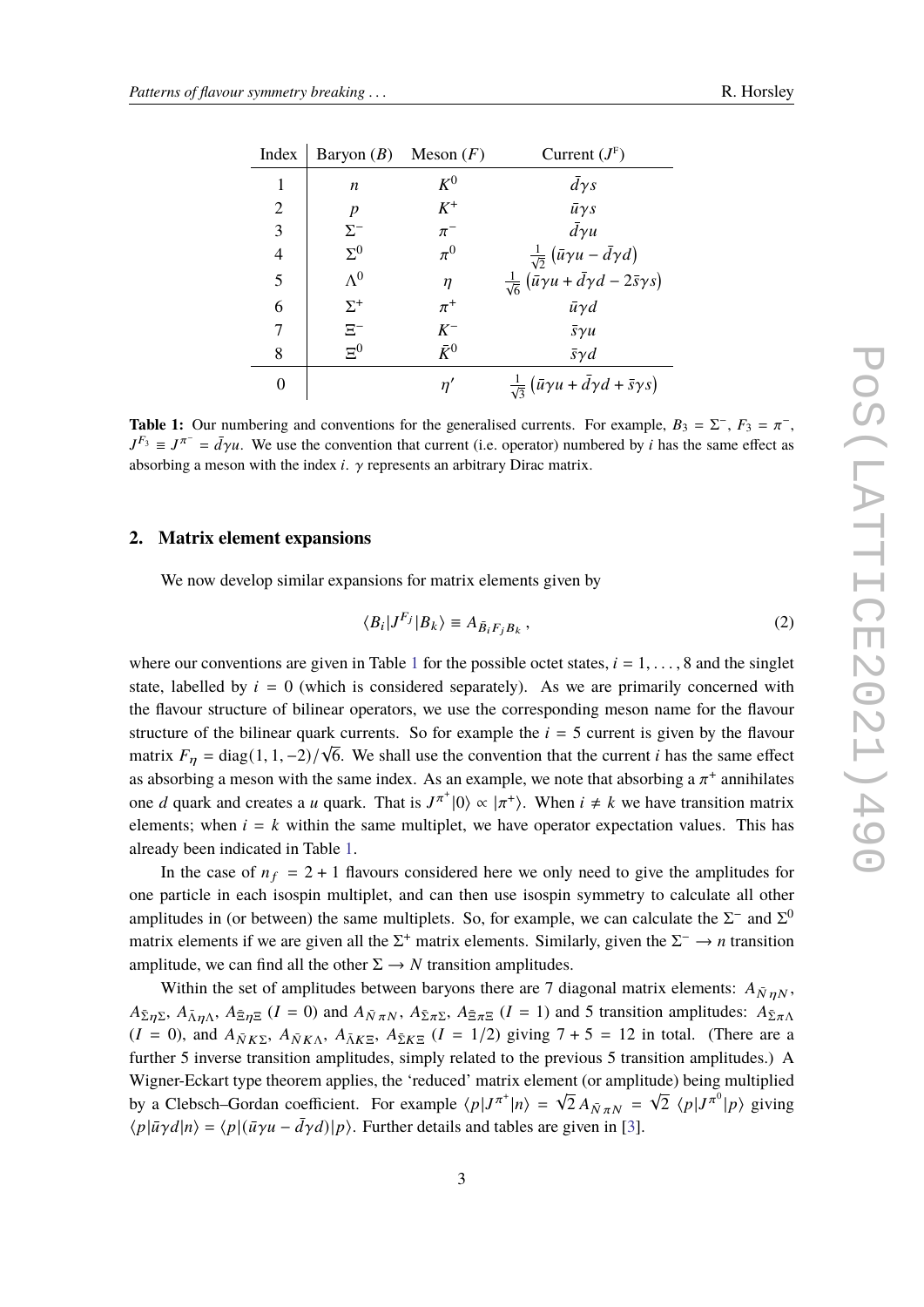| Index | Baryon ($B$) | Meson ($F$) | Current ($J^F$) |
|---|---|---|---|
| 1 | $n$ | $K^0$ | $\bar{d}\gamma s$ |
| 2 | $p$ | $K^+$ | $\bar{u}\gamma s$ |
| 3 | $\Sigma^-$ | $\pi^-$ | $\bar{d}\gamma u$ |
| 4 | $\Sigma^0$ | $\pi^0$ | $\frac{1}{\sqrt{2}}\left(\bar{u}\gamma u - \bar{d}\gamma d\right)$ |
| 5 | $\Lambda^0$ | $\eta$ | $\frac{1}{\sqrt{6}}\left(\bar{u}\gamma u + \bar{d}\gamma d - 2\bar{s}\gamma s\right)$ |
| 6 | $\Sigma^+$ | $\pi^+$ | $\bar{u}\gamma d$ |
| 7 | $\Xi^-$ | $K^-$ | $\bar{s}\gamma u$ |
| 8 | $\Xi^0$ | $\bar{K}^0$ | $\bar{s}\gamma d$ |
| 0 | | $\eta'$ | $\frac{1}{\sqrt{3}}\left(\bar{u}\gamma u + \bar{d}\gamma d + \bar{s}\gamma s\right)$ |

**Table 1:** Our numbering and conventions for the generalised currents. For example, $B_3 = \Sigma^-$, $F_3 = \pi^-$, $J^{F_3} \equiv J^{\pi^-} = \bar{d}\gamma u$. We use the convention that current (i.e. operator) numbered by $i$ has the same effect as absorbing a meson with the index $i$. $\gamma$ represents an arbitrary Dirac matrix.

## 2. Matrix element expansions

We now develop similar expansions for matrix elements given by

$$\langle B_i | J^{F_j} | B_k \rangle \equiv A_{\bar{B}_i F_j B_k}\,, \tag{2}$$

where our conventions are given in Table 1 for the possible octet states, $i = 1, \ldots, 8$ and the singlet state, labelled by $i = 0$ (which is considered separately). As we are primarily concerned with the flavour structure of bilinear operators, we use the corresponding meson name for the flavour structure of the bilinear quark currents. So for example the $i = 5$ current is given by the flavour matrix $F_\eta = \text{diag}(1, 1, -2)/\sqrt{6}$. We shall use the convention that the current $i$ has the same effect as absorbing a meson with the same index. As an example, we note that absorbing a $\pi^+$ annihilates one $d$ quark and creates a $u$ quark. That is $J^{\pi^+}|0\rangle \propto |\pi^+\rangle$. When $i \neq k$ we have transition matrix elements; when $i = k$ within the same multiplet, we have operator expectation values. This has already been indicated in Table 1.

In the case of $n_f = 2 + 1$ flavours considered here we only need to give the amplitudes for one particle in each isospin multiplet, and can then use isospin symmetry to calculate all other amplitudes in (or between) the same multiplets. So, for example, we can calculate the $\Sigma^-$ and $\Sigma^0$ matrix elements if we are given all the $\Sigma^+$ matrix elements. Similarly, given the $\Sigma^- \to n$ transition amplitude, we can find all the other $\Sigma \to N$ transition amplitudes.

Within the set of amplitudes between baryons there are 7 diagonal matrix elements: $A_{\bar{N}\eta N}$, $A_{\bar{\Sigma}\eta\Sigma}$, $A_{\bar{\Lambda}\eta\Lambda}$, $A_{\bar{\Xi}\eta\Xi}$ ($I = 0$) and $A_{\bar{N}\pi N}$, $A_{\bar{\Sigma}\pi\Sigma}$, $A_{\bar{\Xi}\pi\Xi}$ ($I = 1$) and 5 transition amplitudes: $A_{\bar{\Sigma}\pi\Lambda}$ ($I = 0$), and $A_{\bar{N}K\Sigma}$, $A_{\bar{N}K\Lambda}$, $A_{\bar{\Lambda}K\Xi}$, $A_{\bar{\Sigma}K\Xi}$ ($I = 1/2$) giving $7 + 5 = 12$ in total. (There are a further 5 inverse transition amplitudes, simply related to the previous 5 transition amplitudes.) A Wigner-Eckart type theorem applies, the 'reduced' matrix element (or amplitude) being multiplied by a Clebsch–Gordan coefficient. For example $\langle p|J^{\pi^+}|n\rangle = \sqrt{2}\,A_{\bar{N}\pi N} = \sqrt{2}\,\langle p|J^{\pi^0}|p\rangle$ giving $\langle p|\bar{u}\gamma d|n\rangle = \langle p|(\bar{u}\gamma u - \bar{d}\gamma d)|p\rangle$. Further details and tables are given in [3].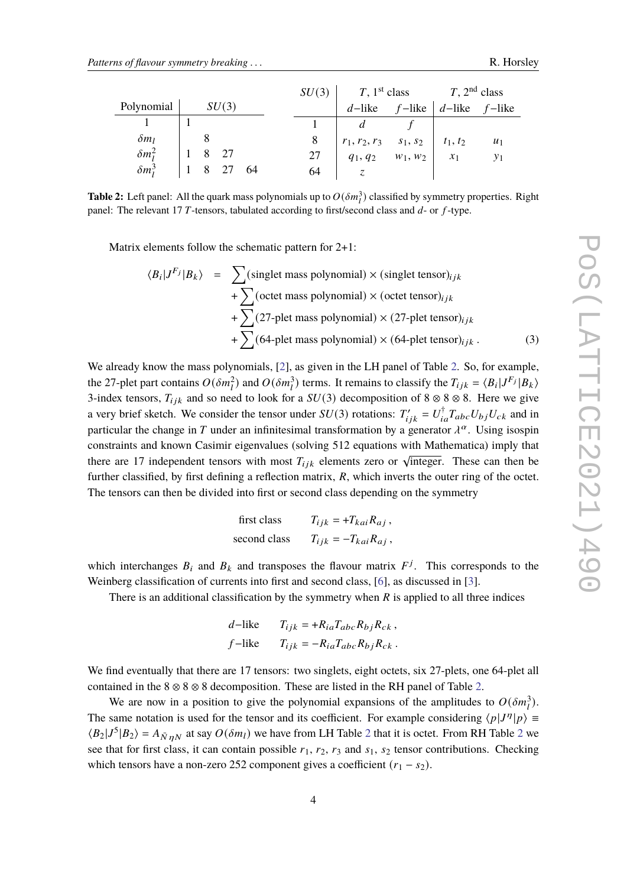| Polynomial | $SU(3)$ | | | |
|---|---|---|---|---|
| 1 | 1 | | | |
| $\delta m_l$ | | 8 | | |
| $\delta m_l^2$ | 1 | 8 | 27 | |
| $\delta m_l^3$ | 1 | 8 | 27 | 64 |

| $SU(3)$ | $T$, 1st class | | $T$, 2nd class | |
|---|---|---|---|---|
| | $d$−like | $f$−like | $d$−like | $f$−like |
| 1 | $d$ | $f$ | | |
| 8 | $r_1, r_2, r_3$ | $s_1, s_2$ | $t_1, t_2$ | $u_1$ |
| 27 | $q_1, q_2$ | $w_1, w_2$ | $x_1$ | $y_1$ |
| 64 | $z$ | | | |

**Table 2:** Left panel: All the quark mass polynomials up to $O(\delta m_l^3)$ classified by symmetry properties. Right panel: The relevant 17 $T$-tensors, tabulated according to first/second class and $d$- or $f$-type.

Matrix elements follow the schematic pattern for 2+1:

$$
\begin{aligned}
\langle B_i | J^{F_j} | B_k \rangle \;\; = \;\; & \sum (\text{singlet mass polynomial}) \times (\text{singlet tensor})_{ijk} \\
& + \sum (\text{octet mass polynomial}) \times (\text{octet tensor})_{ijk} \\
& + \sum (\text{27-plet mass polynomial}) \times (\text{27-plet tensor})_{ijk} \\
& + \sum (\text{64-plet mass polynomial}) \times (\text{64-plet tensor})_{ijk} \, .
\end{aligned} \tag{3}
$$

We already know the mass polynomials, [2], as given in the LH panel of Table 2. So, for example, the 27-plet part contains $O(\delta m_l^2)$ and $O(\delta m_l^3)$ terms. It remains to classify the $T_{ijk} = \langle B_i | J^{F_j} | B_k \rangle$ 3-index tensors, $T_{ijk}$ and so need to look for a $SU(3)$ decomposition of $8 \otimes 8 \otimes 8$. Here we give a very brief sketch. We consider the tensor under $SU(3)$ rotations: $T'_{ijk} = U^\dagger_{ia} T_{abc} U_{bj} U_{ck}$ and in particular the change in $T$ under an infinitesimal transformation by a generator $\lambda^\alpha$. Using isospin constraints and known Casimir eigenvalues (solving 512 equations with Mathematica) imply that there are 17 independent tensors with most $T_{ijk}$ elements zero or $\sqrt{\text{integer}}$. These can then be further classified, by first defining a reflection matrix, $R$, which inverts the outer ring of the octet. The tensors can then be divided into first or second class depending on the symmetry

$$
\begin{aligned}
\text{first class} \qquad & T_{ijk} = +T_{kai} R_{aj} \, , \\
\text{second class} \qquad & T_{ijk} = -T_{kai} R_{aj} \, ,
\end{aligned}
$$

which interchanges $B_i$ and $B_k$ and transposes the flavour matrix $F^j$. This corresponds to the Weinberg classification of currents into first and second class, [6], as discussed in [3].

There is an additional classification by the symmetry when $R$ is applied to all three indices

$$
\begin{aligned}
d\text{−like} \qquad & T_{ijk} = +R_{ia} T_{abc} R_{bj} R_{ck} \, , \\
f\text{−like} \qquad & T_{ijk} = -R_{ia} T_{abc} R_{bj} R_{ck} \, .
\end{aligned}
$$

We find eventually that there are 17 tensors: two singlets, eight octets, six 27-plets, one 64-plet all contained in the $8 \otimes 8 \otimes 8$ decomposition. These are listed in the RH panel of Table 2.

We are now in a position to give the polynomial expansions of the amplitudes to $O(\delta m_l^3)$. The same notation is used for the tensor and its coefficient. For example considering $\langle p | J^\eta | p \rangle \equiv \langle B_2 | J^5 | B_2 \rangle = A_{\bar{N} \eta N}$ at say $O(\delta m_l)$ we have from LH Table 2 that it is octet. From RH Table 2 we see that for first class, it can contain possible $r_1$, $r_2$, $r_3$ and $s_1$, $s_2$ tensor contributions. Checking which tensors have a non-zero 252 component gives a coefficient $(r_1 - s_2)$.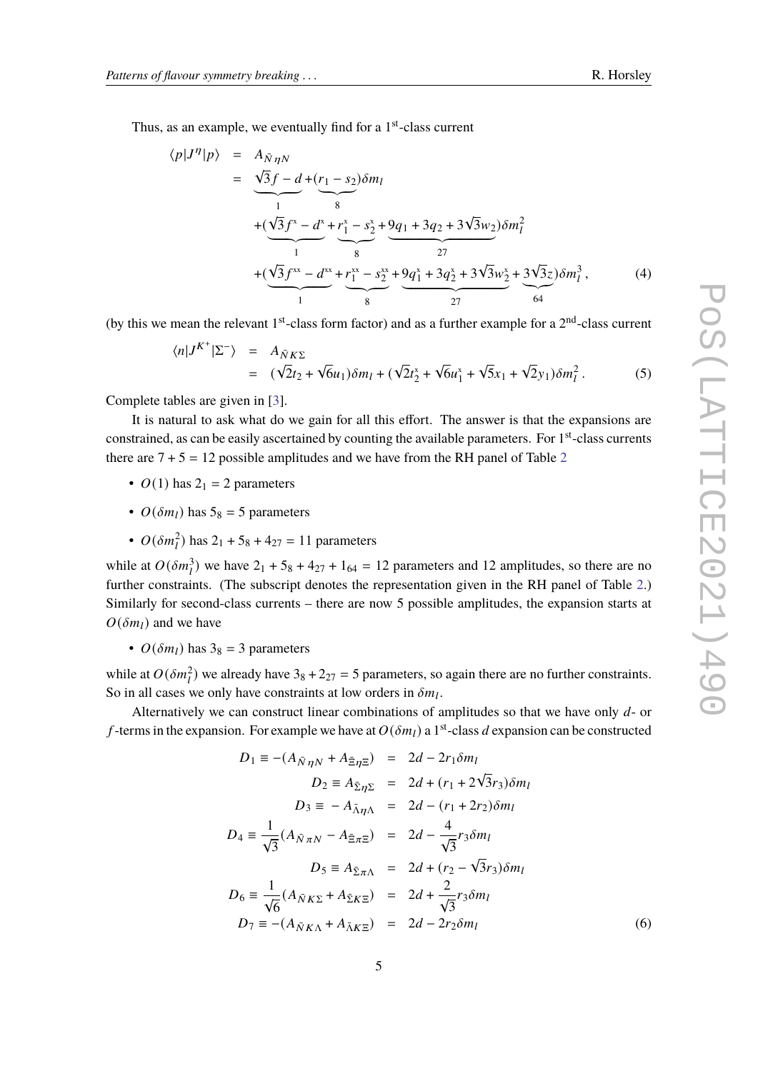Thus, as an example, we eventually find for a 1st-class current

$$
\begin{aligned}
\langle p|J^{\eta}|p\rangle &= A_{\bar{N}\,\eta N} \\
&= \underbrace{\sqrt{3}f - d}_{1} + \underbrace{(r_1 - s_2)}_{8}\delta m_l \\
&\quad + (\underbrace{\sqrt{3}f^{\mathrm{x}} - d^{\mathrm{x}}}_{1} + \underbrace{r_1^{\mathrm{x}} - s_2^{\mathrm{x}}}_{8} + \underbrace{9q_1 + 3q_2 + 3\sqrt{3}w_2}_{27})\delta m_l^2 \\
&\quad + (\underbrace{\sqrt{3}f^{\mathrm{xx}} - d^{\mathrm{xx}}}_{1} + \underbrace{r_1^{\mathrm{xx}} - s_2^{\mathrm{xx}}}_{8} + \underbrace{9q_1^{\mathrm{x}} + 3q_2^{\mathrm{x}} + 3\sqrt{3}w_2^{\mathrm{x}}}_{27} + \underbrace{3\sqrt{3}z}_{64})\delta m_l^3 \,,
\end{aligned} \tag{4}
$$

(by this we mean the relevant 1st-class form factor) and as a further example for a 2nd-class current

$$
\begin{aligned}
\langle n|J^{K^+}|\Sigma^-\rangle &= A_{\bar{N}\,K\Sigma} \\
&= (\sqrt{2}t_2 + \sqrt{6}u_1)\delta m_l + (\sqrt{2}t_2^{\mathrm{x}} + \sqrt{6}u_1^{\mathrm{x}} + \sqrt{5}x_1 + \sqrt{2}y_1)\delta m_l^2 \,.
\end{aligned} \tag{5}
$$

Complete tables are given in [3].

It is natural to ask what do we gain for all this effort. The answer is that the expansions are constrained, as can be easily ascertained by counting the available parameters. For 1st-class currents there are $7 + 5 = 12$ possible amplitudes and we have from the RH panel of Table 2

- $O(1)$ has $2_1 = 2$ parameters
- $O(\delta m_l)$ has $5_8 = 5$ parameters
- $O(\delta m_l^2)$ has $2_1 + 5_8 + 4_{27} = 11$ parameters

while at $O(\delta m_l^3)$ we have $2_1 + 5_8 + 4_{27} + 1_{64} = 12$ parameters and 12 amplitudes, so there are no further constraints. (The subscript denotes the representation given in the RH panel of Table 2.) Similarly for second-class currents – there are now 5 possible amplitudes, the expansion starts at $O(\delta m_l)$ and we have

- $O(\delta m_l)$ has $3_8 = 3$ parameters

while at $O(\delta m_l^2)$ we already have $3_8 + 2_{27} = 5$ parameters, so again there are no further constraints. So in all cases we only have constraints at low orders in $\delta m_l$.

Alternatively we can construct linear combinations of amplitudes so that we have only $d$- or $f$-terms in the expansion. For example we have at $O(\delta m_l)$ a 1st-class $d$ expansion can be constructed

$$
\begin{aligned}
D_1 \equiv -(A_{\bar{N}\,\eta N} + A_{\bar{\Xi}\eta\Xi}) &= 2d - 2r_1\delta m_l \\
D_2 \equiv A_{\bar{\Sigma}\eta\Sigma} &= 2d + (r_1 + 2\sqrt{3}r_3)\delta m_l \\
D_3 \equiv -A_{\bar{\Lambda}\eta\Lambda} &= 2d - (r_1 + 2r_2)\delta m_l \\
D_4 \equiv \frac{1}{\sqrt{3}}(A_{\bar{N}\,\pi N} - A_{\bar{\Xi}\pi\Xi}) &= 2d - \frac{4}{\sqrt{3}}r_3\delta m_l \\
D_5 \equiv A_{\bar{\Sigma}\pi\Lambda} &= 2d + (r_2 - \sqrt{3}r_3)\delta m_l \\
D_6 \equiv \frac{1}{\sqrt{6}}(A_{\bar{N}\,K\Sigma} + A_{\bar{\Sigma}K\Xi}) &= 2d + \frac{2}{\sqrt{3}}r_3\delta m_l \\
D_7 \equiv -(A_{\bar{N}\,K\Lambda} + A_{\bar{\Lambda}K\Xi}) &= 2d - 2r_2\delta m_l
\end{aligned} \tag{6}
$$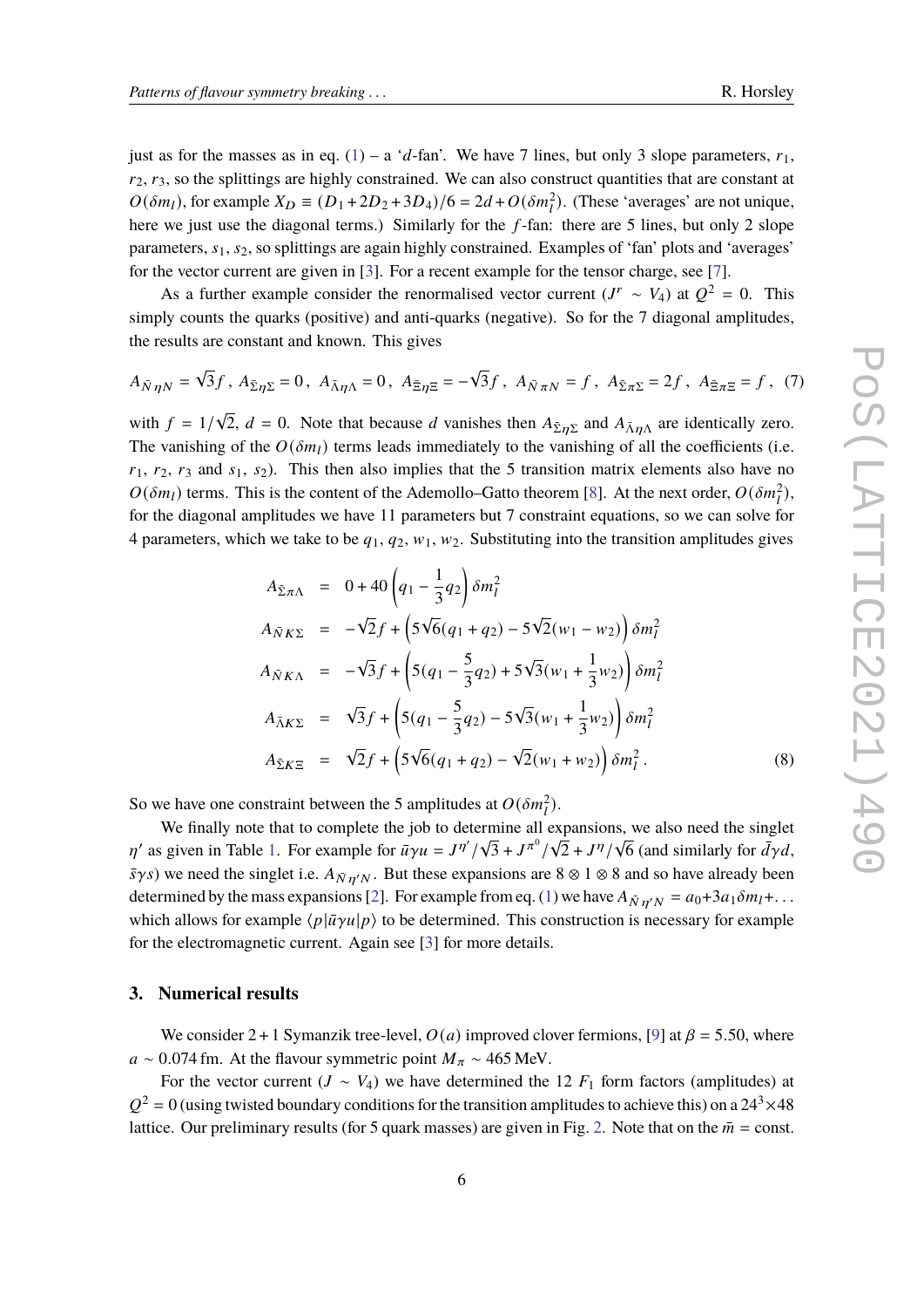just as for the masses as in eq. (1) – a '$d$-fan'. We have 7 lines, but only 3 slope parameters, $r_1$, $r_2$, $r_3$, so the splittings are highly constrained. We can also construct quantities that are constant at $O(\delta m_l)$, for example $X_D \equiv (D_1 + 2D_2 + 3D_4)/6 = 2d + O(\delta m_l^2)$. (These 'averages' are not unique, here we just use the diagonal terms.) Similarly for the $f$-fan: there are 5 lines, but only 2 slope parameters, $s_1$, $s_2$, so splittings are again highly constrained. Examples of 'fan' plots and 'averages' for the vector current are given in [3]. For a recent example for the tensor charge, see [7].

As a further example consider the renormalised vector current ($J^r \sim V_4$) at $Q^2 = 0$. This simply counts the quarks (positive) and anti-quarks (negative). So for the 7 diagonal amplitudes, the results are constant and known. This gives

$$A_{\bar{N}\eta N} = \sqrt{3}f\,,\ A_{\bar{\Sigma}\eta\Sigma} = 0\,,\ A_{\bar{\Lambda}\eta\Lambda} = 0\,,\ A_{\bar{\Xi}\eta\Xi} = -\sqrt{3}f\,,\ A_{\bar{N}\pi N} = f\,,\ A_{\bar{\Sigma}\pi\Sigma} = 2f\,,\ A_{\bar{\Xi}\pi\Xi} = f\,, \quad (7)$$

with $f = 1/\sqrt{2}$, $d = 0$. Note that because $d$ vanishes then $A_{\bar{\Sigma}\eta\Sigma}$ and $A_{\bar{\Lambda}\eta\Lambda}$ are identically zero. The vanishing of the $O(\delta m_l)$ terms leads immediately to the vanishing of all the coefficients (i.e. $r_1$, $r_2$, $r_3$ and $s_1$, $s_2$). This then also implies that the 5 transition matrix elements also have no $O(\delta m_l)$ terms. This is the content of the Ademollo–Gatto theorem [8]. At the next order, $O(\delta m_l^2)$, for the diagonal amplitudes we have 11 parameters but 7 constraint equations, so we can solve for 4 parameters, which we take to be $q_1$, $q_2$, $w_1$, $w_2$. Substituting into the transition amplitudes gives

$$\begin{aligned}
A_{\bar{\Sigma}\pi\Lambda} &= 0 + 40\left(q_1 - \frac{1}{3}q_2\right)\delta m_l^2 \\
A_{\bar{N}K\Sigma} &= -\sqrt{2}f + \left(5\sqrt{6}(q_1 + q_2) - 5\sqrt{2}(w_1 - w_2)\right)\delta m_l^2 \\
A_{\bar{N}K\Lambda} &= -\sqrt{3}f + \left(5(q_1 - \frac{5}{3}q_2) + 5\sqrt{3}(w_1 + \frac{1}{3}w_2)\right)\delta m_l^2 \\
A_{\bar{\Lambda}K\Sigma} &= \sqrt{3}f + \left(5(q_1 - \frac{5}{3}q_2) - 5\sqrt{3}(w_1 + \frac{1}{3}w_2)\right)\delta m_l^2 \\
A_{\bar{\Sigma}K\Xi} &= \sqrt{2}f + \left(5\sqrt{6}(q_1 + q_2) - \sqrt{2}(w_1 + w_2)\right)\delta m_l^2\,.
\end{aligned} \quad (8)$$

So we have one constraint between the 5 amplitudes at $O(\delta m_l^2)$.

We finally note that to complete the job to determine all expansions, we also need the singlet $\eta'$ as given in Table 1. For example for $\bar{u}\gamma u = J^{\eta'}/\sqrt{3} + J^{\pi^0}/\sqrt{2} + J^{\eta}/\sqrt{6}$ (and similarly for $\bar{d}\gamma d$, $\bar{s}\gamma s$) we need the singlet i.e. $A_{\bar{N}\eta' N}$. But these expansions are $8 \otimes 1 \otimes 8$ and so have already been determined by the mass expansions [2]. For example from eq. (1) we have $A_{\bar{N}\eta' N} = a_0 + 3a_1\delta m_l + \ldots$ which allows for example $\langle p|\bar{u}\gamma u|p\rangle$ to be determined. This construction is necessary for example for the electromagnetic current. Again see [3] for more details.

## 3. Numerical results

We consider $2+1$ Symanzik tree-level, $O(a)$ improved clover fermions, [9] at $\beta = 5.50$, where $a \sim 0.074$ fm. At the flavour symmetric point $M_\pi \sim 465$ MeV.

For the vector current ($J \sim V_4$) we have determined the 12 $F_1$ form factors (amplitudes) at $Q^2 = 0$ (using twisted boundary conditions for the transition amplitudes to achieve this) on a $24^3 \times 48$ lattice. Our preliminary results (for 5 quark masses) are given in Fig. 2. Note that on the $\bar{m}$ = const.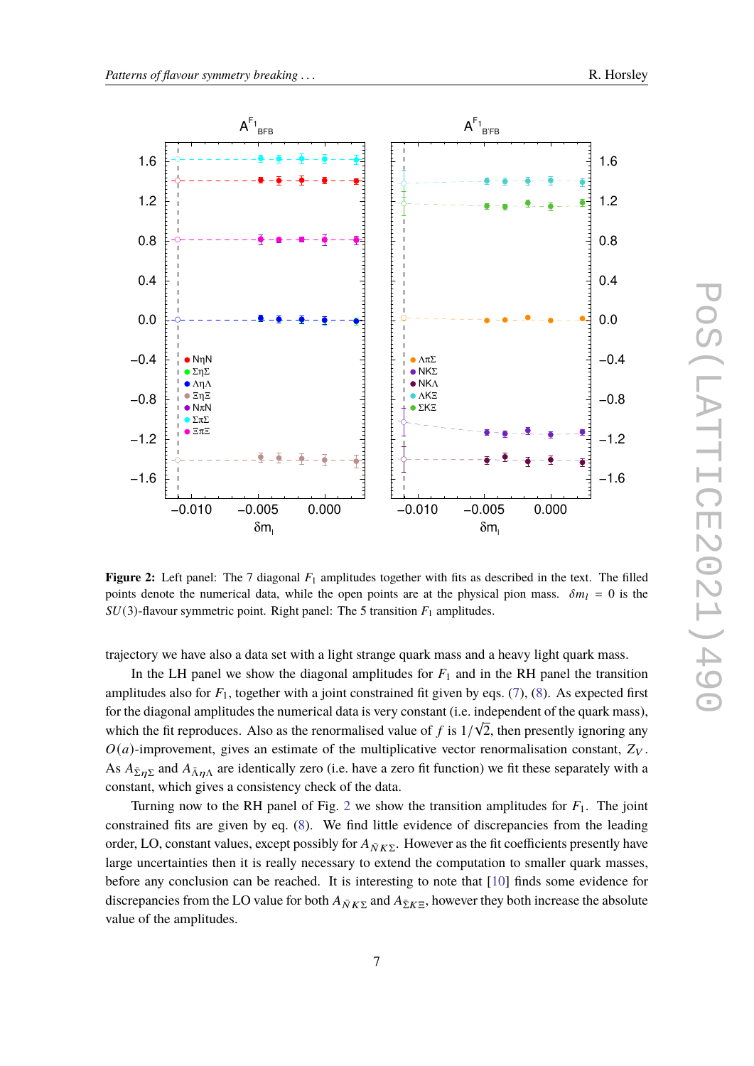**Figure 2:** Left panel: The 7 diagonal $F_1$ amplitudes together with fits as described in the text. The filled points denote the numerical data, while the open points are at the physical pion mass. $\delta m_l = 0$ is the $SU(3)$-flavour symmetric point. Right panel: The 5 transition $F_1$ amplitudes.

trajectory we have also a data set with a light strange quark mass and a heavy light quark mass.

In the LH panel we show the diagonal amplitudes for $F_1$ and in the RH panel the transition amplitudes also for $F_1$, together with a joint constrained fit given by eqs. (7), (8). As expected first for the diagonal amplitudes the numerical data is very constant (i.e. independent of the quark mass), which the fit reproduces. Also as the renormalised value of $f$ is $1/\sqrt{2}$, then presently ignoring any $O(a)$-improvement, gives an estimate of the multiplicative vector renormalisation constant, $Z_V$. As $A_{\bar{\Sigma}\eta\Sigma}$ and $A_{\bar{\Lambda}\eta\Lambda}$ are identically zero (i.e. have a zero fit function) we fit these separately with a constant, which gives a consistency check of the data.

Turning now to the RH panel of Fig. 2 we show the transition amplitudes for $F_1$. The joint constrained fits are given by eq. (8). We find little evidence of discrepancies from the leading order, LO, constant values, except possibly for $A_{\bar{N}K\Sigma}$. However as the fit coefficients presently have large uncertainties then it is really necessary to extend the computation to smaller quark masses, before any conclusion can be reached. It is interesting to note that [10] finds some evidence for discrepancies from the LO value for both $A_{\bar{N}K\Sigma}$ and $A_{\bar{\Sigma}K\Xi}$, however they both increase the absolute value of the amplitudes.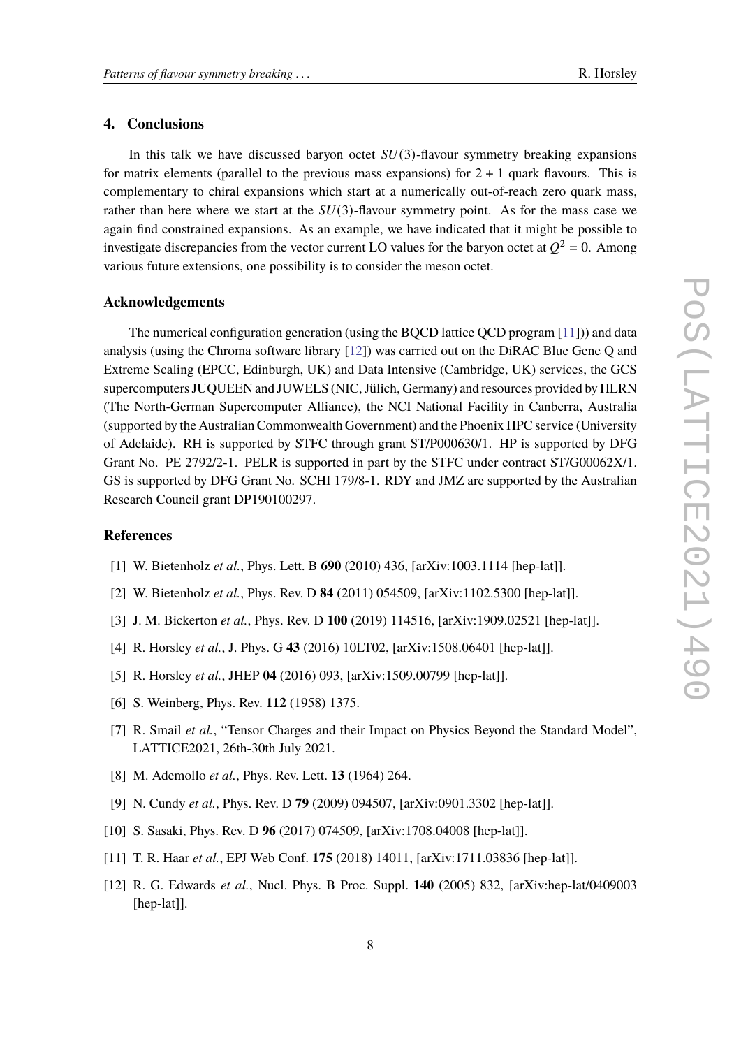## 4. Conclusions

In this talk we have discussed baryon octet $SU(3)$-flavour symmetry breaking expansions for matrix elements (parallel to the previous mass expansions) for $2+1$ quark flavours. This is complementary to chiral expansions which start at a numerically out-of-reach zero quark mass, rather than here where we start at the $SU(3)$-flavour symmetry point. As for the mass case we again find constrained expansions. As an example, we have indicated that it might be possible to investigate discrepancies from the vector current LO values for the baryon octet at $Q^2 = 0$. Among various future extensions, one possibility is to consider the meson octet.

### Acknowledgements

The numerical configuration generation (using the BQCD lattice QCD program [11])) and data analysis (using the Chroma software library [12]) was carried out on the DiRAC Blue Gene Q and Extreme Scaling (EPCC, Edinburgh, UK) and Data Intensive (Cambridge, UK) services, the GCS supercomputers JUQUEEN and JUWELS (NIC, Jülich, Germany) and resources provided by HLRN (The North-German Supercomputer Alliance), the NCI National Facility in Canberra, Australia (supported by the Australian Commonwealth Government) and the Phoenix HPC service (University of Adelaide). RH is supported by STFC through grant ST/P000630/1. HP is supported by DFG Grant No. PE 2792/2-1. PELR is supported in part by the STFC under contract ST/G00062X/1. GS is supported by DFG Grant No. SCHI 179/8-1. RDY and JMZ are supported by the Australian Research Council grant DP190100297.

### References

[1] W. Bietenholz *et al.*, Phys. Lett. B **690** (2010) 436, [arXiv:1003.1114 [hep-lat]].

[2] W. Bietenholz *et al.*, Phys. Rev. D **84** (2011) 054509, [arXiv:1102.5300 [hep-lat]].

[3] J. M. Bickerton *et al.*, Phys. Rev. D **100** (2019) 114516, [arXiv:1909.02521 [hep-lat]].

[4] R. Horsley *et al.*, J. Phys. G **43** (2016) 10LT02, [arXiv:1508.06401 [hep-lat]].

[5] R. Horsley *et al.*, JHEP **04** (2016) 093, [arXiv:1509.00799 [hep-lat]].

[6] S. Weinberg, Phys. Rev. **112** (1958) 1375.

[7] R. Smail *et al.*, "Tensor Charges and their Impact on Physics Beyond the Standard Model", LATTICE2021, 26th-30th July 2021.

[8] M. Ademollo *et al.*, Phys. Rev. Lett. **13** (1964) 264.

[9] N. Cundy *et al.*, Phys. Rev. D **79** (2009) 094507, [arXiv:0901.3302 [hep-lat]].

[10] S. Sasaki, Phys. Rev. D **96** (2017) 074509, [arXiv:1708.04008 [hep-lat]].

[11] T. R. Haar *et al.*, EPJ Web Conf. **175** (2018) 14011, [arXiv:1711.03836 [hep-lat]].

[12] R. G. Edwards *et al.*, Nucl. Phys. B Proc. Suppl. **140** (2005) 832, [arXiv:hep-lat/0409003 [hep-lat]].